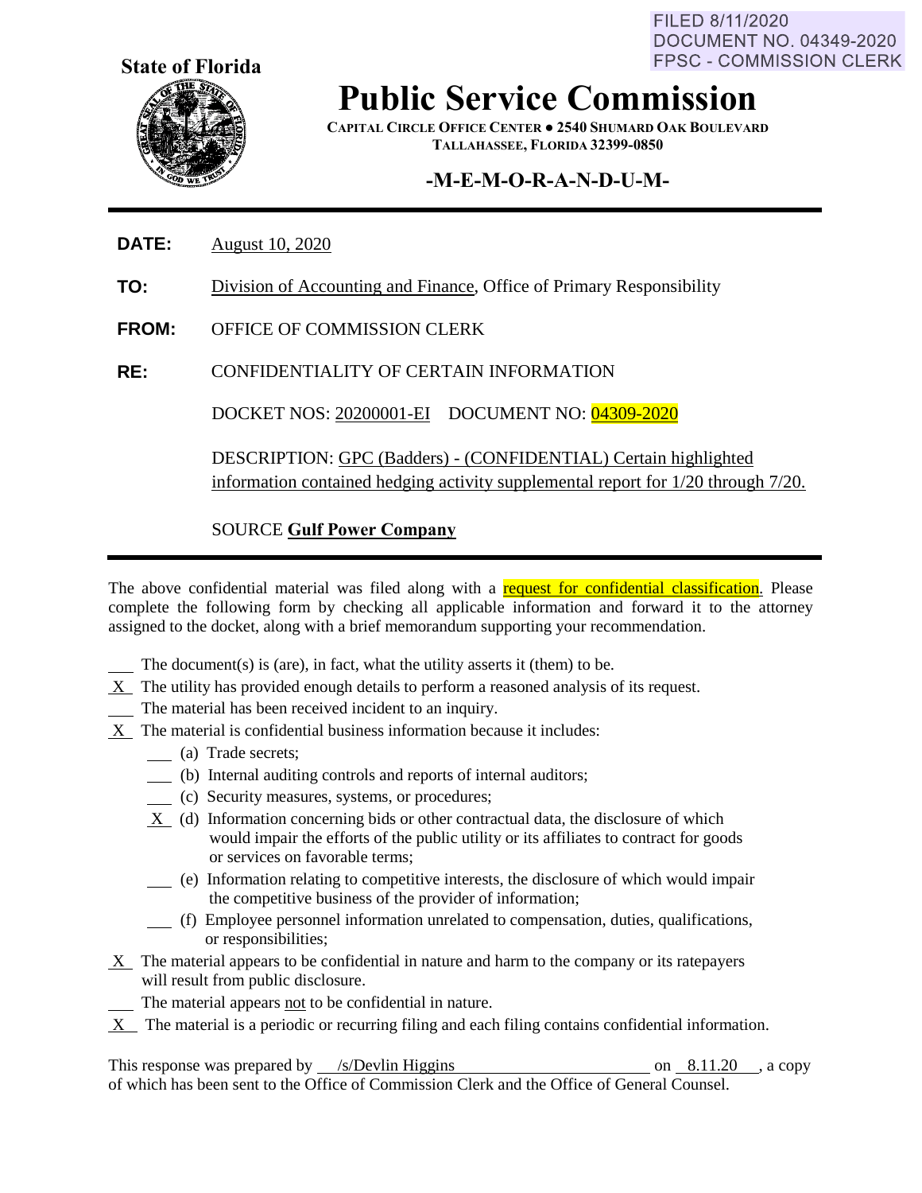FILED 8/11/2020
DOCUMENT NO. 04349-2020
FPSC - COMMISSION CLERK

**State of Florida**

# Public Service Commission

**CAPITAL CIRCLE OFFICE CENTER ● 2540 SHUMARD OAK BOULEVARD**
**TALLAHASSEE, FLORIDA 32399-0850**

## -M-E-M-O-R-A-N-D-U-M-

---

**DATE:** August 10, 2020

**TO:** Division of Accounting and Finance, Office of Primary Responsibility

**FROM:** OFFICE OF COMMISSION CLERK

**RE:** CONFIDENTIALITY OF CERTAIN INFORMATION

DOCKET NOS: 20200001-EI DOCUMENT NO: 04309-2020

DESCRIPTION: GPC (Badders) - (CONFIDENTIAL) Certain highlighted information contained hedging activity supplemental report for 1/20 through 7/20.

SOURCE **Gulf Power Company**

---

The above confidential material was filed along with a request for confidential classification. Please complete the following form by checking all applicable information and forward it to the attorney assigned to the docket, along with a brief memorandum supporting your recommendation.

\_\_\_ The document(s) is (are), in fact, what the utility asserts it (them) to be.

X The utility has provided enough details to perform a reasoned analysis of its request.

\_\_\_ The material has been received incident to an inquiry.

X The material is confidential business information because it includes:

- \_\_\_ (a) Trade secrets;
- \_\_\_ (b) Internal auditing controls and reports of internal auditors;
- \_\_\_ (c) Security measures, systems, or procedures;
- X (d) Information concerning bids or other contractual data, the disclosure of which would impair the efforts of the public utility or its affiliates to contract for goods or services on favorable terms;
- \_\_\_ (e) Information relating to competitive interests, the disclosure of which would impair the competitive business of the provider of information;
- \_\_\_ (f) Employee personnel information unrelated to compensation, duties, qualifications, or responsibilities;

X The material appears to be confidential in nature and harm to the company or its ratepayers will result from public disclosure.

\_\_\_ The material appears not to be confidential in nature.

X The material is a periodic or recurring filing and each filing contains confidential information.

This response was prepared by /s/Devlin Higgins on 8.11.20, a copy of which has been sent to the Office of Commission Clerk and the Office of General Counsel.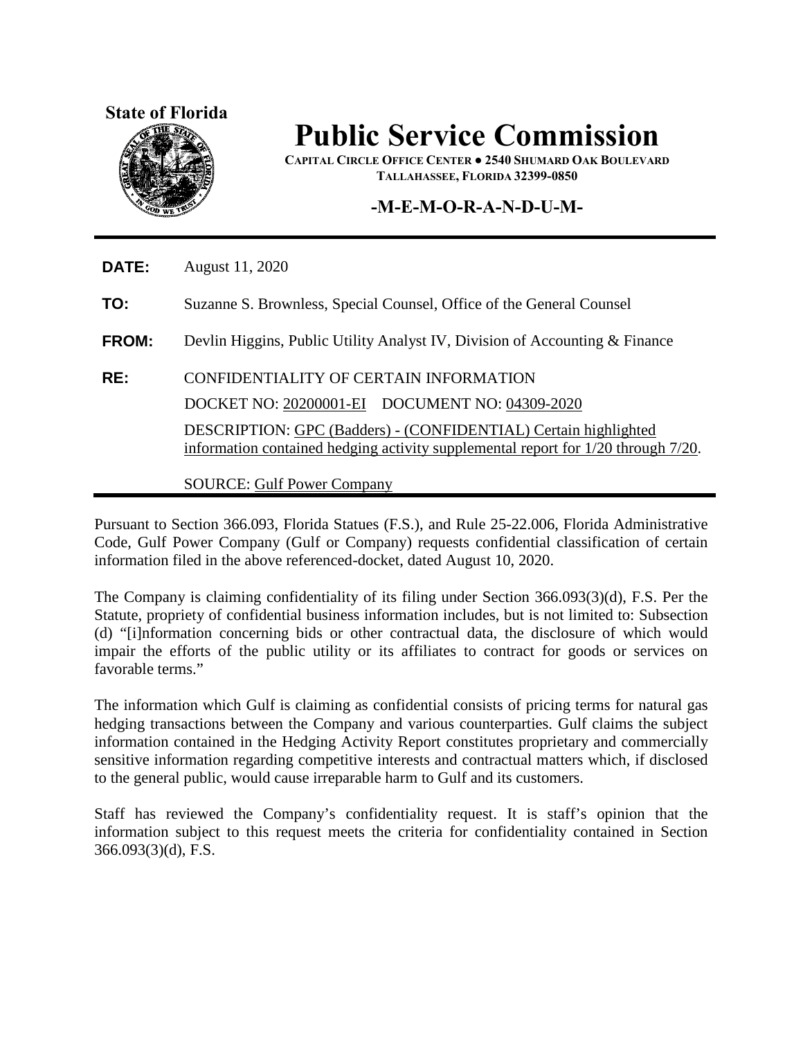**State of Florida**

# Public Service Commission

**CAPITAL CIRCLE OFFICE CENTER ● 2540 SHUMARD OAK BOULEVARD**
**TALLAHASSEE, FLORIDA 32399-0850**

## -M-E-M-O-R-A-N-D-U-M-

---

**DATE:** August 11, 2020

**TO:** Suzanne S. Brownless, Special Counsel, Office of the General Counsel

**FROM:** Devlin Higgins, Public Utility Analyst IV, Division of Accounting & Finance

**RE:** CONFIDENTIALITY OF CERTAIN INFORMATION

DOCKET NO: 20200001-EI DOCUMENT NO: 04309-2020

DESCRIPTION: GPC (Badders) - (CONFIDENTIAL) Certain highlighted information contained hedging activity supplemental report for 1/20 through 7/20.

SOURCE: Gulf Power Company

---

Pursuant to Section 366.093, Florida Statues (F.S.), and Rule 25-22.006, Florida Administrative Code, Gulf Power Company (Gulf or Company) requests confidential classification of certain information filed in the above referenced-docket, dated August 10, 2020.

The Company is claiming confidentiality of its filing under Section 366.093(3)(d), F.S. Per the Statute, propriety of confidential business information includes, but is not limited to: Subsection (d) "[i]nformation concerning bids or other contractual data, the disclosure of which would impair the efforts of the public utility or its affiliates to contract for goods or services on favorable terms."

The information which Gulf is claiming as confidential consists of pricing terms for natural gas hedging transactions between the Company and various counterparties. Gulf claims the subject information contained in the Hedging Activity Report constitutes proprietary and commercially sensitive information regarding competitive interests and contractual matters which, if disclosed to the general public, would cause irreparable harm to Gulf and its customers.

Staff has reviewed the Company's confidentiality request. It is staff's opinion that the information subject to this request meets the criteria for confidentiality contained in Section 366.093(3)(d), F.S.